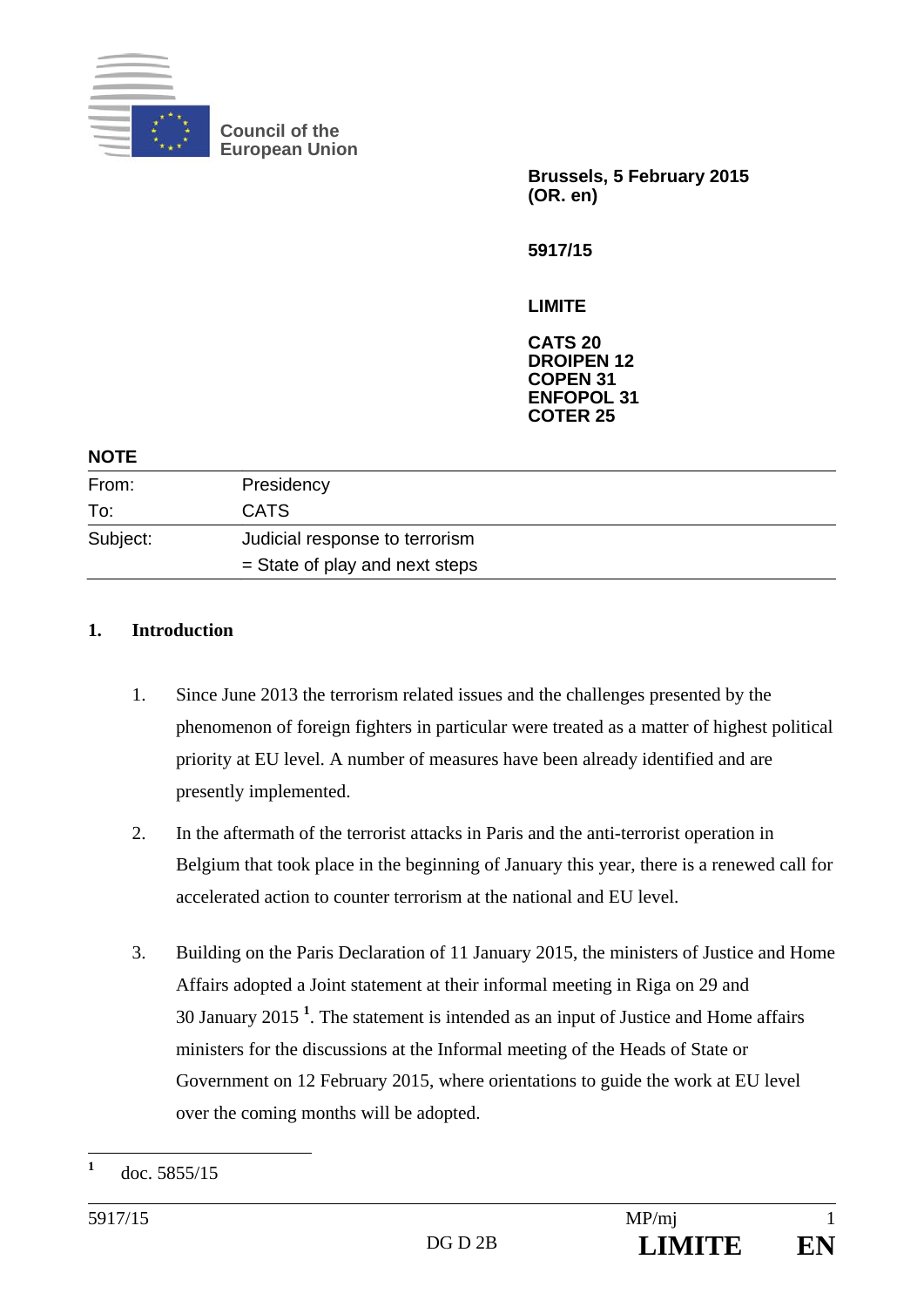Council of the European Union

**Brussels, 5 February 2015**
**(OR. en)**

**5917/15**

**LIMITE**

**CATS 20**
**DROIPEN 12**
**COPEN 31**
**ENFOPOL 31**
**COTER 25**

**NOTE**

| | |
|---|---|
| From: | Presidency |
| To: | CATS |
| Subject: | Judicial response to terrorism<br>= State of play and next steps |

## 1. Introduction

1. Since June 2013 the terrorism related issues and the challenges presented by the phenomenon of foreign fighters in particular were treated as a matter of highest political priority at EU level. A number of measures have been already identified and are presently implemented.

2. In the aftermath of the terrorist attacks in Paris and the anti-terrorist operation in Belgium that took place in the beginning of January this year, there is a renewed call for accelerated action to counter terrorism at the national and EU level.

3. Building on the Paris Declaration of 11 January 2015, the ministers of Justice and Home Affairs adopted a Joint statement at their informal meeting in Riga on 29 and 30 January 2015 [1]. The statement is intended as an input of Justice and Home affairs ministers for the discussions at the Informal meeting of the Heads of State or Government on 12 February 2015, where orientations to guide the work at EU level over the coming months will be adopted.

[1] doc. 5855/15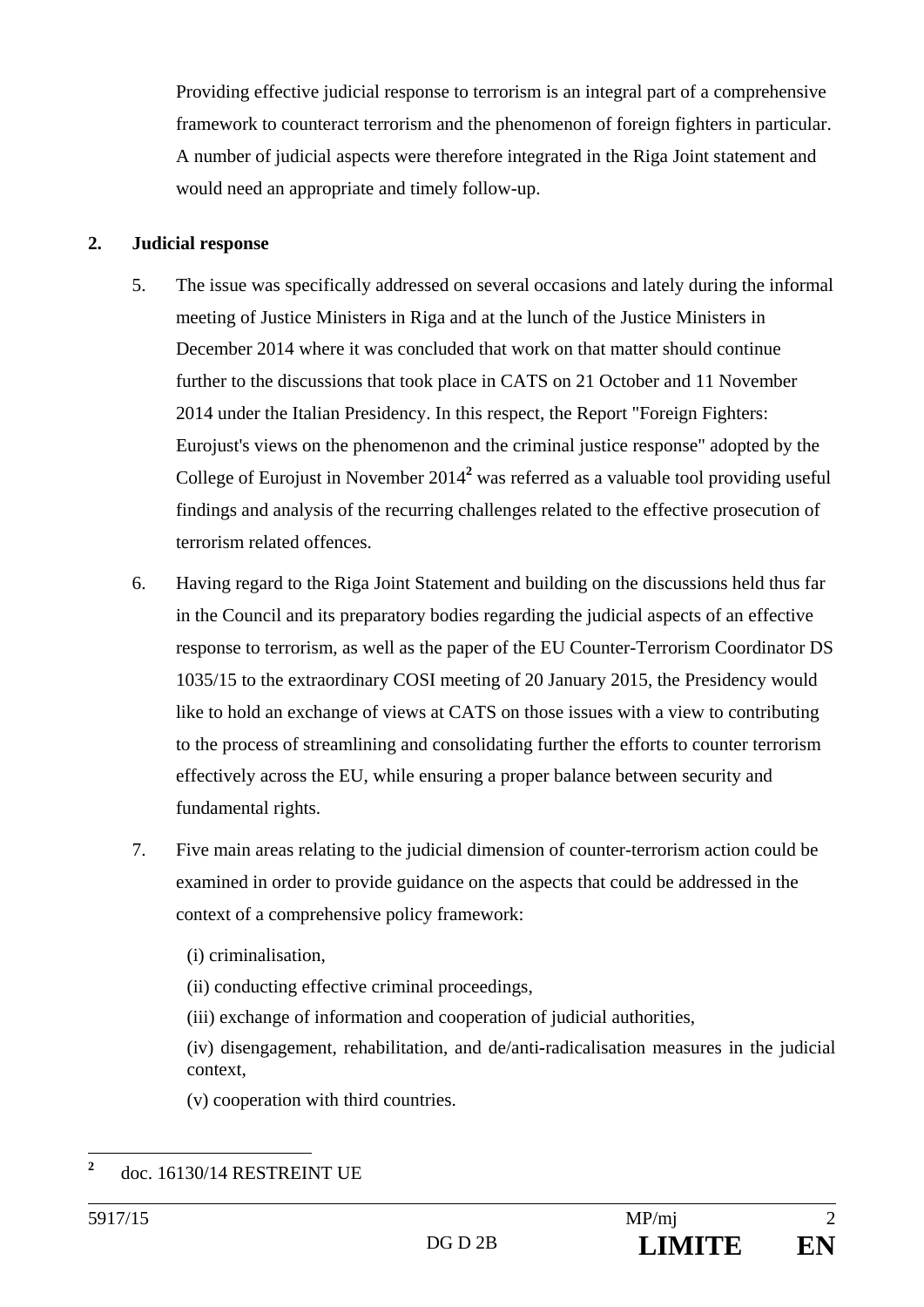Providing effective judicial response to terrorism is an integral part of a comprehensive framework to counteract terrorism and the phenomenon of foreign fighters in particular. A number of judicial aspects were therefore integrated in the Riga Joint statement and would need an appropriate and timely follow-up.

## 2. Judicial response

5. The issue was specifically addressed on several occasions and lately during the informal meeting of Justice Ministers in Riga and at the lunch of the Justice Ministers in December 2014 where it was concluded that work on that matter should continue further to the discussions that took place in CATS on 21 October and 11 November 2014 under the Italian Presidency. In this respect, the Report "Foreign Fighters: Eurojust's views on the phenomenon and the criminal justice response" adopted by the College of Eurojust in November 2014[2] was referred as a valuable tool providing useful findings and analysis of the recurring challenges related to the effective prosecution of terrorism related offences.

6. Having regard to the Riga Joint Statement and building on the discussions held thus far in the Council and its preparatory bodies regarding the judicial aspects of an effective response to terrorism, as well as the paper of the EU Counter-Terrorism Coordinator DS 1035/15 to the extraordinary COSI meeting of 20 January 2015, the Presidency would like to hold an exchange of views at CATS on those issues with a view to contributing to the process of streamlining and consolidating further the efforts to counter terrorism effectively across the EU, while ensuring a proper balance between security and fundamental rights.

7. Five main areas relating to the judicial dimension of counter-terrorism action could be examined in order to provide guidance on the aspects that could be addressed in the context of a comprehensive policy framework:

   (i) criminalisation,

   (ii) conducting effective criminal proceedings,

   (iii) exchange of information and cooperation of judicial authorities,

   (iv) disengagement, rehabilitation, and de/anti-radicalisation measures in the judicial context,

   (v) cooperation with third countries.

---

[2] doc. 16130/14 RESTREINT UE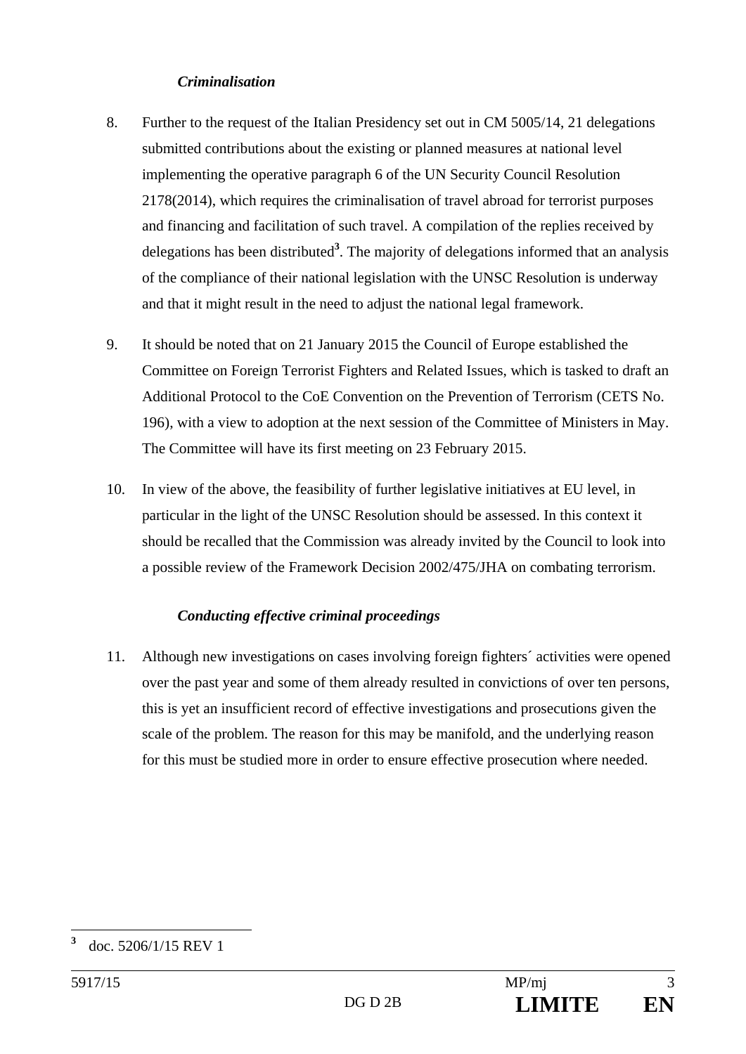*Criminalisation*

8. Further to the request of the Italian Presidency set out in CM 5005/14, 21 delegations submitted contributions about the existing or planned measures at national level implementing the operative paragraph 6 of the UN Security Council Resolution 2178(2014), which requires the criminalisation of travel abroad for terrorist purposes and financing and facilitation of such travel. A compilation of the replies received by delegations has been distributed[3]. The majority of delegations informed that an analysis of the compliance of their national legislation with the UNSC Resolution is underway and that it might result in the need to adjust the national legal framework.

9. It should be noted that on 21 January 2015 the Council of Europe established the Committee on Foreign Terrorist Fighters and Related Issues, which is tasked to draft an Additional Protocol to the CoE Convention on the Prevention of Terrorism (CETS No. 196), with a view to adoption at the next session of the Committee of Ministers in May. The Committee will have its first meeting on 23 February 2015.

10. In view of the above, the feasibility of further legislative initiatives at EU level, in particular in the light of the UNSC Resolution should be assessed. In this context it should be recalled that the Commission was already invited by the Council to look into a possible review of the Framework Decision 2002/475/JHA on combating terrorism.

*Conducting effective criminal proceedings*

11. Although new investigations on cases involving foreign fighters´ activities were opened over the past year and some of them already resulted in convictions of over ten persons, this is yet an insufficient record of effective investigations and prosecutions given the scale of the problem. The reason for this may be manifold, and the underlying reason for this must be studied more in order to ensure effective prosecution where needed.

---

[3] doc. 5206/1/15 REV 1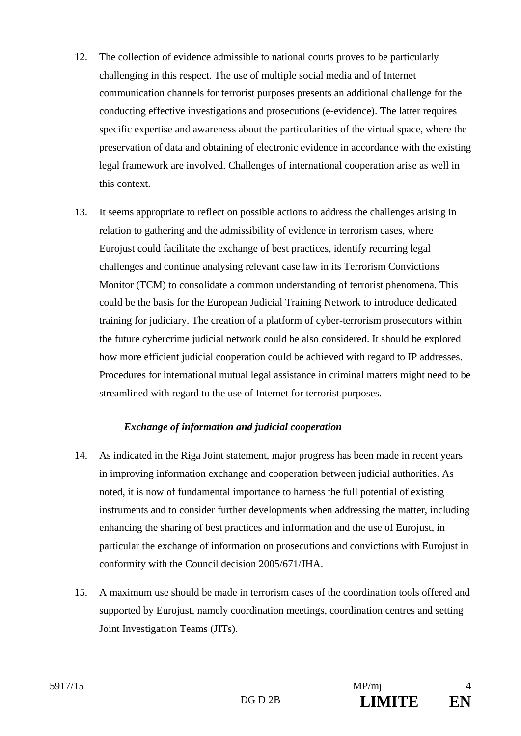12. The collection of evidence admissible to national courts proves to be particularly challenging in this respect. The use of multiple social media and of Internet communication channels for terrorist purposes presents an additional challenge for the conducting effective investigations and prosecutions (e-evidence). The latter requires specific expertise and awareness about the particularities of the virtual space, where the preservation of data and obtaining of electronic evidence in accordance with the existing legal framework are involved. Challenges of international cooperation arise as well in this context.

13. It seems appropriate to reflect on possible actions to address the challenges arising in relation to gathering and the admissibility of evidence in terrorism cases, where Eurojust could facilitate the exchange of best practices, identify recurring legal challenges and continue analysing relevant case law in its Terrorism Convictions Monitor (TCM) to consolidate a common understanding of terrorist phenomena. This could be the basis for the European Judicial Training Network to introduce dedicated training for judiciary. The creation of a platform of cyber-terrorism prosecutors within the future cybercrime judicial network could be also considered. It should be explored how more efficient judicial cooperation could be achieved with regard to IP addresses. Procedures for international mutual legal assistance in criminal matters might need to be streamlined with regard to the use of Internet for terrorist purposes.

***Exchange of information and judicial cooperation***

14. As indicated in the Riga Joint statement, major progress has been made in recent years in improving information exchange and cooperation between judicial authorities. As noted, it is now of fundamental importance to harness the full potential of existing instruments and to consider further developments when addressing the matter, including enhancing the sharing of best practices and information and the use of Eurojust, in particular the exchange of information on prosecutions and convictions with Eurojust in conformity with the Council decision 2005/671/JHA.

15. A maximum use should be made in terrorism cases of the coordination tools offered and supported by Eurojust, namely coordination meetings, coordination centres and setting Joint Investigation Teams (JITs).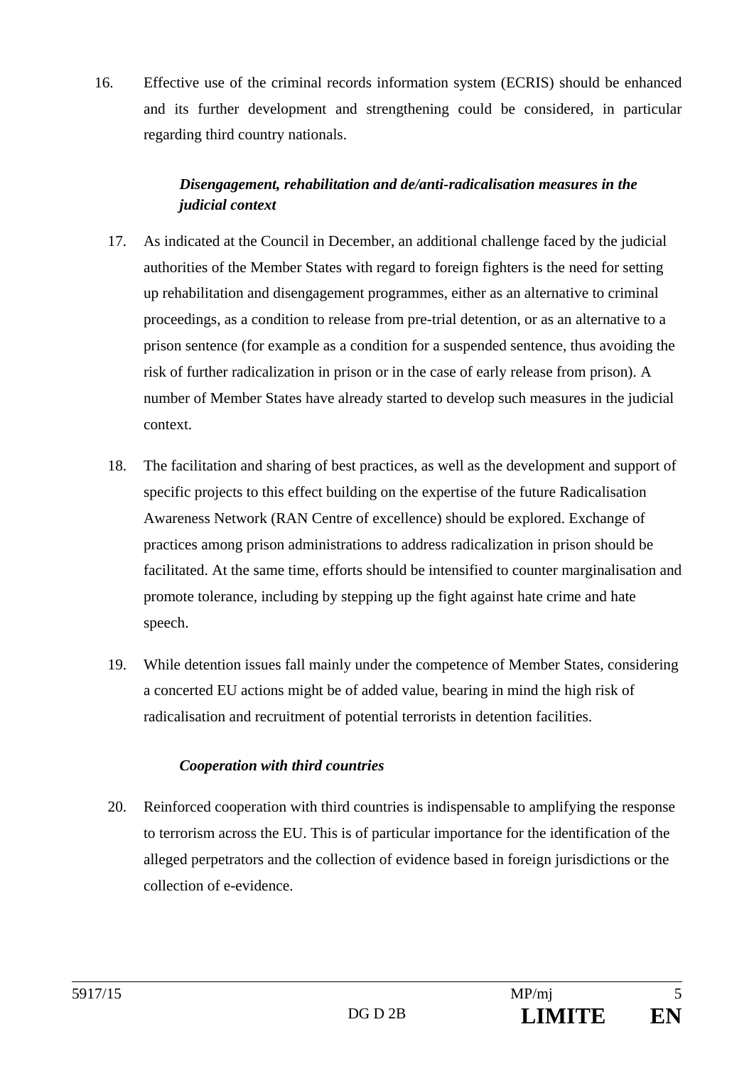16. Effective use of the criminal records information system (ECRIS) should be enhanced and its further development and strengthening could be considered, in particular regarding third country nationals.

***Disengagement, rehabilitation and de/anti-radicalisation measures in the judicial context***

17. As indicated at the Council in December, an additional challenge faced by the judicial authorities of the Member States with regard to foreign fighters is the need for setting up rehabilitation and disengagement programmes, either as an alternative to criminal proceedings, as a condition to release from pre-trial detention, or as an alternative to a prison sentence (for example as a condition for a suspended sentence, thus avoiding the risk of further radicalization in prison or in the case of early release from prison). A number of Member States have already started to develop such measures in the judicial context.

18. The facilitation and sharing of best practices, as well as the development and support of specific projects to this effect building on the expertise of the future Radicalisation Awareness Network (RAN Centre of excellence) should be explored. Exchange of practices among prison administrations to address radicalization in prison should be facilitated. At the same time, efforts should be intensified to counter marginalisation and promote tolerance, including by stepping up the fight against hate crime and hate speech.

19. While detention issues fall mainly under the competence of Member States, considering a concerted EU actions might be of added value, bearing in mind the high risk of radicalisation and recruitment of potential terrorists in detention facilities.

***Cooperation with third countries***

20. Reinforced cooperation with third countries is indispensable to amplifying the response to terrorism across the EU. This is of particular importance for the identification of the alleged perpetrators and the collection of evidence based in foreign jurisdictions or the collection of e-evidence.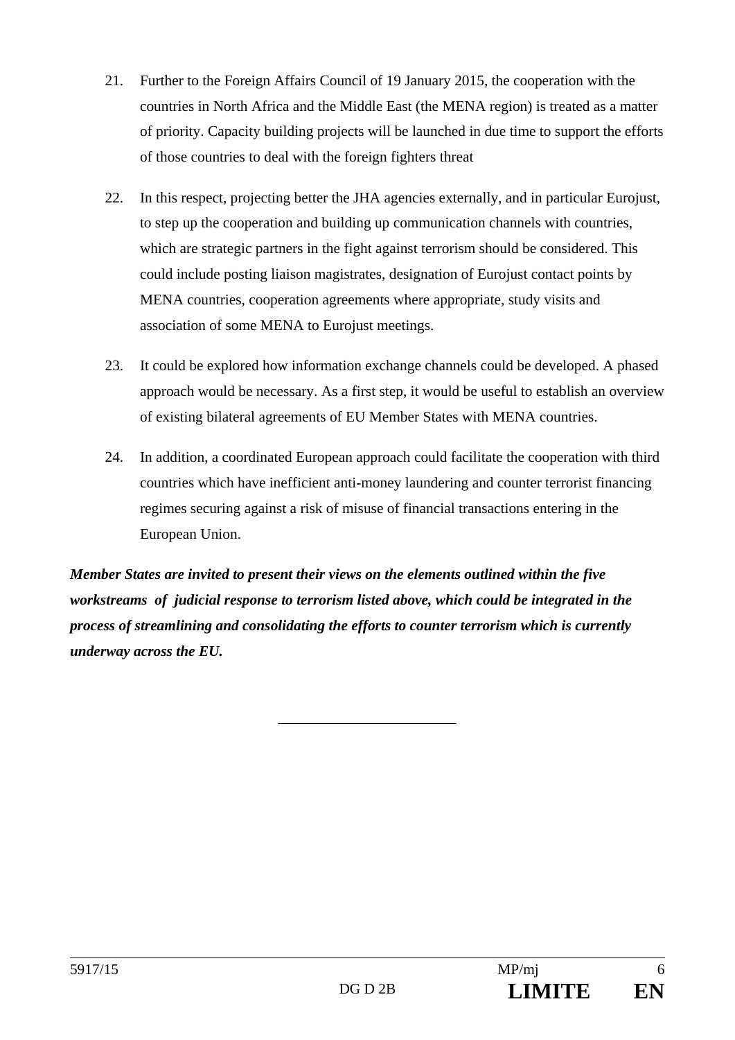21. Further to the Foreign Affairs Council of 19 January 2015, the cooperation with the countries in North Africa and the Middle East (the MENA region) is treated as a matter of priority. Capacity building projects will be launched in due time to support the efforts of those countries to deal with the foreign fighters threat

22. In this respect, projecting better the JHA agencies externally, and in particular Eurojust, to step up the cooperation and building up communication channels with countries, which are strategic partners in the fight against terrorism should be considered. This could include posting liaison magistrates, designation of Eurojust contact points by MENA countries, cooperation agreements where appropriate, study visits and association of some MENA to Eurojust meetings.

23. It could be explored how information exchange channels could be developed. A phased approach would be necessary. As a first step, it would be useful to establish an overview of existing bilateral agreements of EU Member States with MENA countries.

24. In addition, a coordinated European approach could facilitate the cooperation with third countries which have inefficient anti-money laundering and counter terrorist financing regimes securing against a risk of misuse of financial transactions entering in the European Union.

***Member States are invited to present their views on the elements outlined within the five workstreams of judicial response to terrorism listed above, which could be integrated in the process of streamlining and consolidating the efforts to counter terrorism which is currently underway across the EU.***